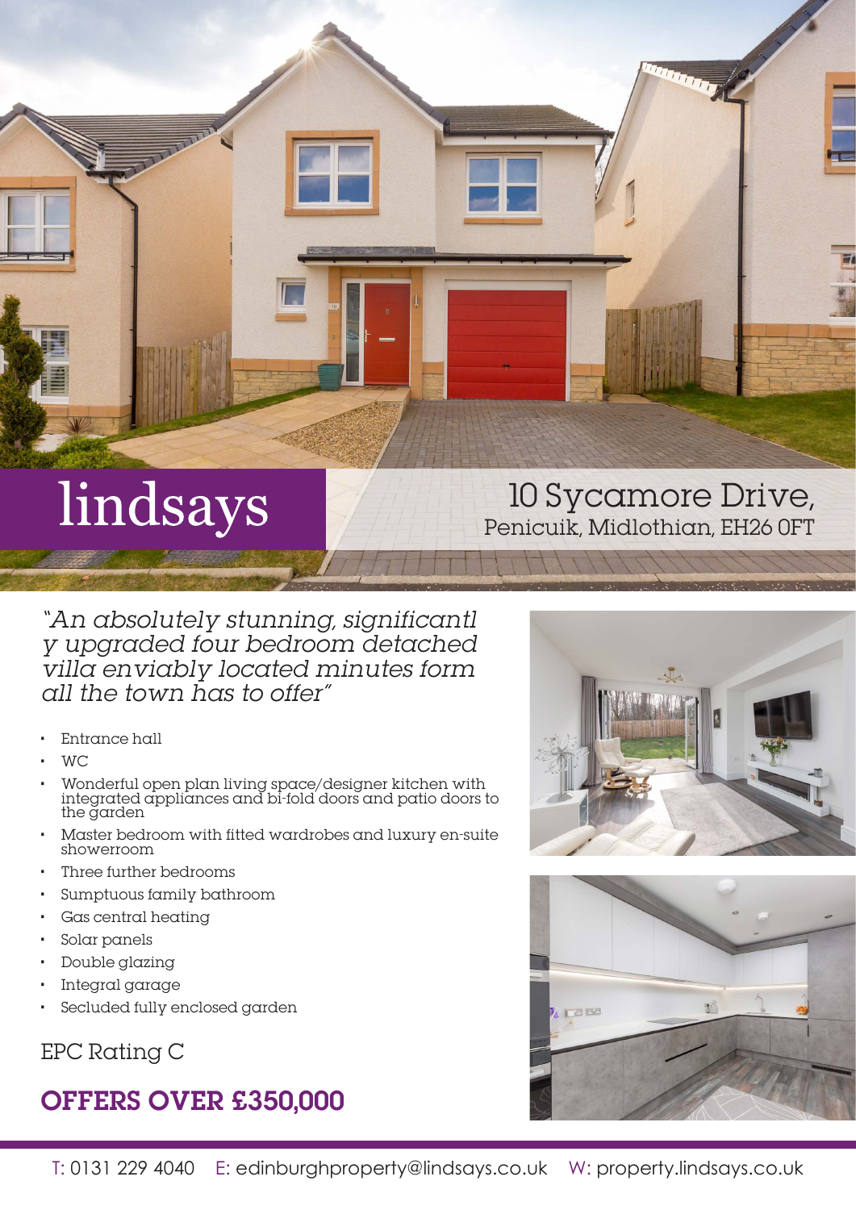lindsays

# 10 Sycamore Drive,
Penicuik, Midlothian, EH26 0FT

*"An absolutely stunning, significantl y upgraded four bedroom detached villa enviably located minutes form all the town has to offer"*

- Entrance hall
- WC
- Wonderful open plan living space/designer kitchen with integrated appliances and bi-fold doors and patio doors to the garden
- Master bedroom with fitted wardrobes and luxury en-suite showerroom
- Three further bedrooms
- Sumptuous family bathroom
- Gas central heating
- Solar panels
- Double glazing
- Integral garage
- Secluded fully enclosed garden

EPC Rating C

## OFFERS OVER £350,000

T: 0131 229 4040 E: edinburghproperty@lindsays.co.uk W: property.lindsays.co.uk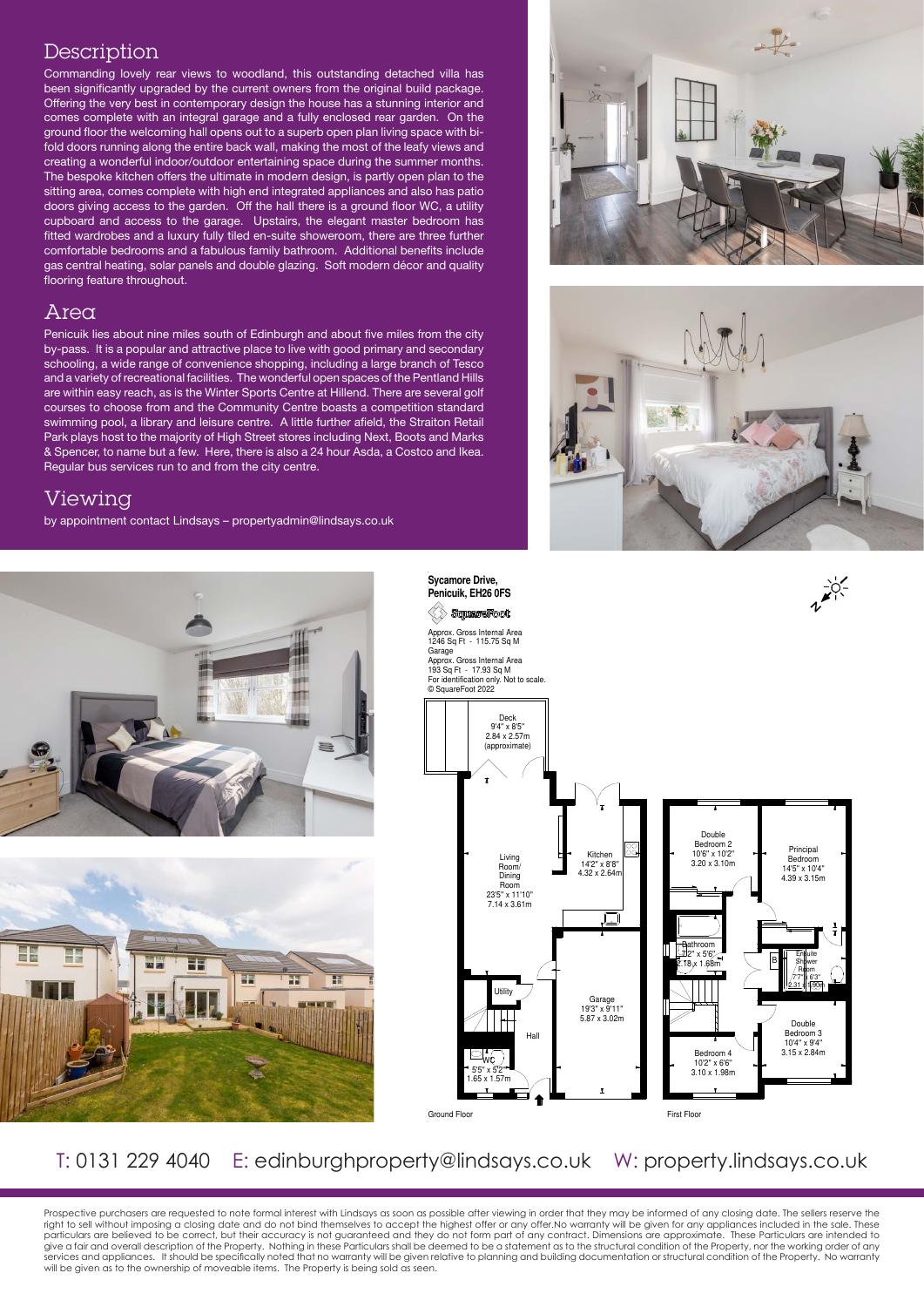## Description

Commanding lovely rear views to woodland, this outstanding detached villa has been significantly upgraded by the current owners from the original build package. Offering the very best in contemporary design the house has a stunning interior and comes complete with an integral garage and a fully enclosed rear garden. On the ground floor the welcoming hall opens out to a superb open plan living space with bi-fold doors running along the entire back wall, making the most of the leafy views and creating a wonderful indoor/outdoor entertaining space during the summer months. The bespoke kitchen offers the ultimate in modern design, is partly open plan to the sitting area, comes complete with high end integrated appliances and also has patio doors giving access to the garden. Off the hall there is a ground floor WC, a utility cupboard and access to the garage. Upstairs, the elegant master bedroom has fitted wardrobes and a luxury fully tiled en-suite showeroom, there are three further comfortable bedrooms and a fabulous family bathroom. Additional benefits include gas central heating, solar panels and double glazing. Soft modern décor and quality flooring feature throughout.

## Area

Penicuik lies about nine miles south of Edinburgh and about five miles from the city by-pass. It is a popular and attractive place to live with good primary and secondary schooling, a wide range of convenience shopping, including a large branch of Tesco and a variety of recreational facilities. The wonderful open spaces of the Pentland Hills are within easy reach, as is the Winter Sports Centre at Hillend. There are several golf courses to choose from and the Community Centre boasts a competition standard swimming pool, a library and leisure centre. A little further afield, the Straiton Retail Park plays host to the majority of High Street stores including Next, Boots and Marks & Spencer, to name but a few. Here, there is also a 24 hour Asda, a Costco and Ikea. Regular bus services run to and from the city centre.

## Viewing

by appointment contact Lindsays – propertyadmin@lindsays.co.uk

**Sycamore Drive,**
**Penicuik, EH26 0FS**

SquareFoot

Approx. Gross Internal Area
1246 Sq Ft - 115.75 Sq M
Garage
Approx. Gross Internal Area
193 Sq Ft - 17.93 Sq M
For identification only. Not to scale.
© SquareFoot 2022

Deck
9'4" x 8'5"
2.84 x 2.57m
(approximate)

Living Room/ Dining Room
23'5" x 11'10"
7.14 x 3.61m

Kitchen
14'2" x 8'8"
4.32 x 2.64m

Utility

Garage
19'3" x 9'11"
5.87 x 3.02m

Hall

WC
5'5" x 5'2"
1.65 x 1.57m

Ground Floor

Double Bedroom 2
10'6" x 10'2"
3.20 x 3.10m

Principal Bedroom
14'5" x 10'4"
4.39 x 3.15m

Bathroom
7'2" x 5'6"
2.18 x 1.68m

En-suite Shower Room
7'7" x 6'3"
2.31 x 1.90m

Double Bedroom 3
10'4" x 9'4"
3.15 x 2.84m

Bedroom 4
10'2" x 6'6"
3.10 x 1.98m

First Floor

T: 0131 229 4040 E: edinburghproperty@lindsays.co.uk W: property.lindsays.co.uk

Prospective purchasers are requested to note formal interest with Lindsays as soon as possible after viewing in order that they may be informed of any closing date. The sellers reserve the right to sell without imposing a closing date and do not bind themselves to accept the highest offer or any offer.No warranty will be given for any appliances included in the sale. These particulars are believed to be correct, but their accuracy is not guaranteed and they do not form part of any contract. Dimensions are approximate. These Particulars are intended to give a fair and overall description of the Property. Nothing in these Particulars shall be deemed to be a statement as to the structural condition of the Property, nor the working order of any services and appliances. It should be specifically noted that no warranty will be given relative to planning and building documentation or structural condition of the Property. No warranty will be given as to the ownership of moveable items. The Property is being sold as seen.